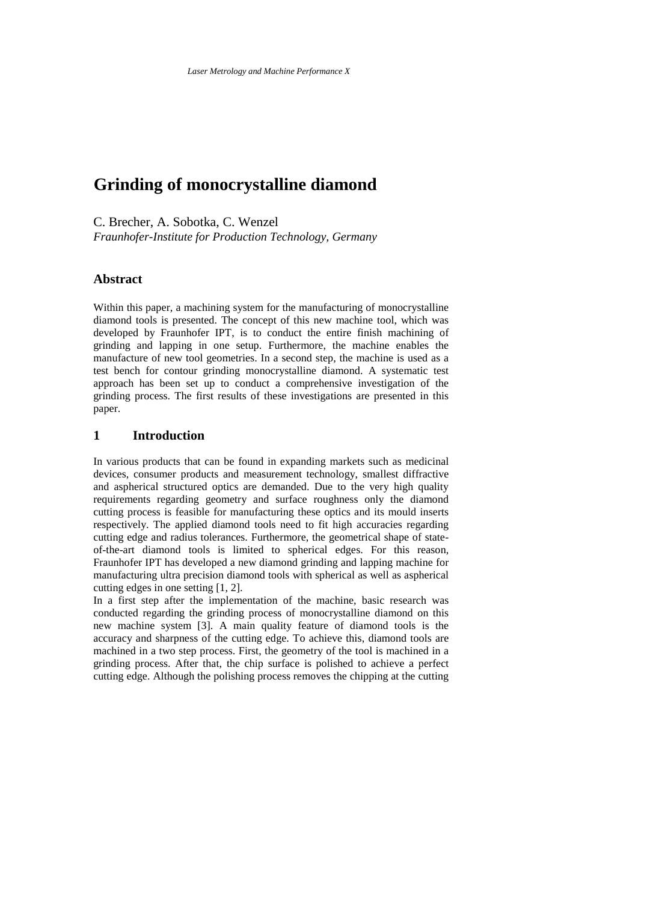# Grinding of monocrystalline diamond

C. Brecher, A. Sobotka, C. Wenzel

*Fraunhofer-Institute for Production Technology, Germany*

## Abstract

Within this paper, a machining system for the manufacturing of monocrystalline diamond tools is presented. The concept of this new machine tool, which was developed by Fraunhofer IPT, is to conduct the entire finish machining of grinding and lapping in one setup. Furthermore, the machine enables the manufacture of new tool geometries. In a second step, the machine is used as a test bench for contour grinding monocrystalline diamond. A systematic test approach has been set up to conduct a comprehensive investigation of the grinding process. The first results of these investigations are presented in this paper.

## 1 Introduction

In various products that can be found in expanding markets such as medicinal devices, consumer products and measurement technology, smallest diffractive and aspherical structured optics are demanded. Due to the very high quality requirements regarding geometry and surface roughness only the diamond cutting process is feasible for manufacturing these optics and its mould inserts respectively. The applied diamond tools need to fit high accuracies regarding cutting edge and radius tolerances. Furthermore, the geometrical shape of state-of-the-art diamond tools is limited to spherical edges. For this reason, Fraunhofer IPT has developed a new diamond grinding and lapping machine for manufacturing ultra precision diamond tools with spherical as well as aspherical cutting edges in one setting [1, 2].

In a first step after the implementation of the machine, basic research was conducted regarding the grinding process of monocrystalline diamond on this new machine system [3]. A main quality feature of diamond tools is the accuracy and sharpness of the cutting edge. To achieve this, diamond tools are machined in a two step process. First, the geometry of the tool is machined in a grinding process. After that, the chip surface is polished to achieve a perfect cutting edge. Although the polishing process removes the chipping at the cutting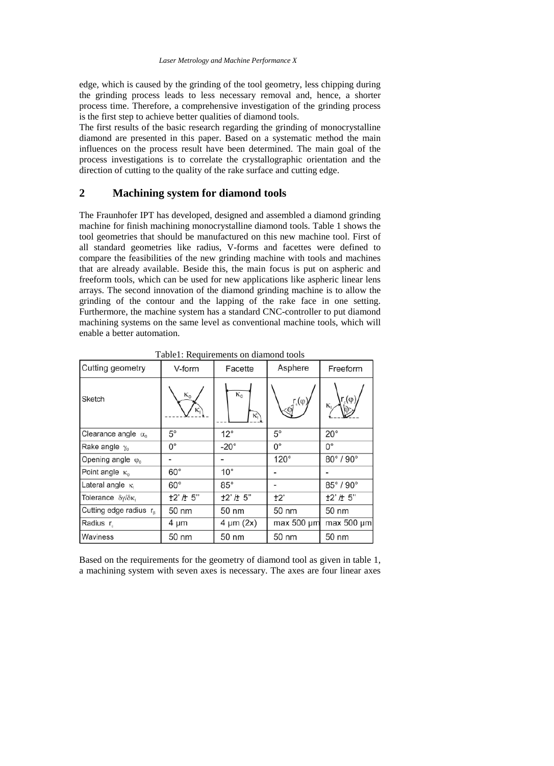edge, which is caused by the grinding of the tool geometry, less chipping during the grinding process leads to less necessary removal and, hence, a shorter process time. Therefore, a comprehensive investigation of the grinding process is the first step to achieve better qualities of diamond tools.
The first results of the basic research regarding the grinding of monocrystalline diamond are presented in this paper. Based on a systematic method the main influences on the process result have been determined. The main goal of the process investigations is to correlate the crystallographic orientation and the direction of cutting to the quality of the rake surface and cutting edge.

## 2 Machining system for diamond tools

The Fraunhofer IPT has developed, designed and assembled a diamond grinding machine for finish machining monocrystalline diamond tools. Table 1 shows the tool geometries that should be manufactured on this new machine tool. First of all standard geometries like radius, V-forms and facettes were defined to compare the feasibilities of the new grinding machine with tools and machines that are already available. Beside this, the main focus is put on aspheric and freeform tools, which can be used for new applications like aspheric linear lens arrays. The second innovation of the diamond grinding machine is to allow the grinding of the contour and the lapping of the rake face in one setting. Furthermore, the machine system has a standard CNC-controller to put diamond machining systems on the same level as conventional machine tools, which will enable a better automation.

Table1: Requirements on diamond tools

| Cutting geometry | V-form | Facette | Asphere | Freeform |
|---|---|---|---|---|
| Sketch | | | | |
| Clearance angle $\alpha_0$ | 5° | 12° | 5° | 20° |
| Rake angle $\gamma_0$ | 0° | -20° | 0° | 0° |
| Opening angle $\varphi_0$ | - | - | 120° | 80° / 90° |
| Point angle $\kappa_0$ | 60° | 10° | - | - |
| Lateral angle $\kappa_l$ | 60° | 85° | - | 85° / 90° |
| Tolerance $\delta\gamma/\delta\kappa_l$ | ±2' /± 5'' | ±2' /± 5'' | ±2' | ±2' /± 5'' |
| Cutting edge radius $r_\beta$ | 50 nm | 50 nm | 50 nm | 50 nm |
| Radius $r_\varepsilon$ | 4 µm | 4 µm (2x) | max 500 µm | max 500 µm |
| Waviness | 50 nm | 50 nm | 50 nm | 50 nm |

Based on the requirements for the geometry of diamond tool as given in table 1, a machining system with seven axes is necessary. The axes are four linear axes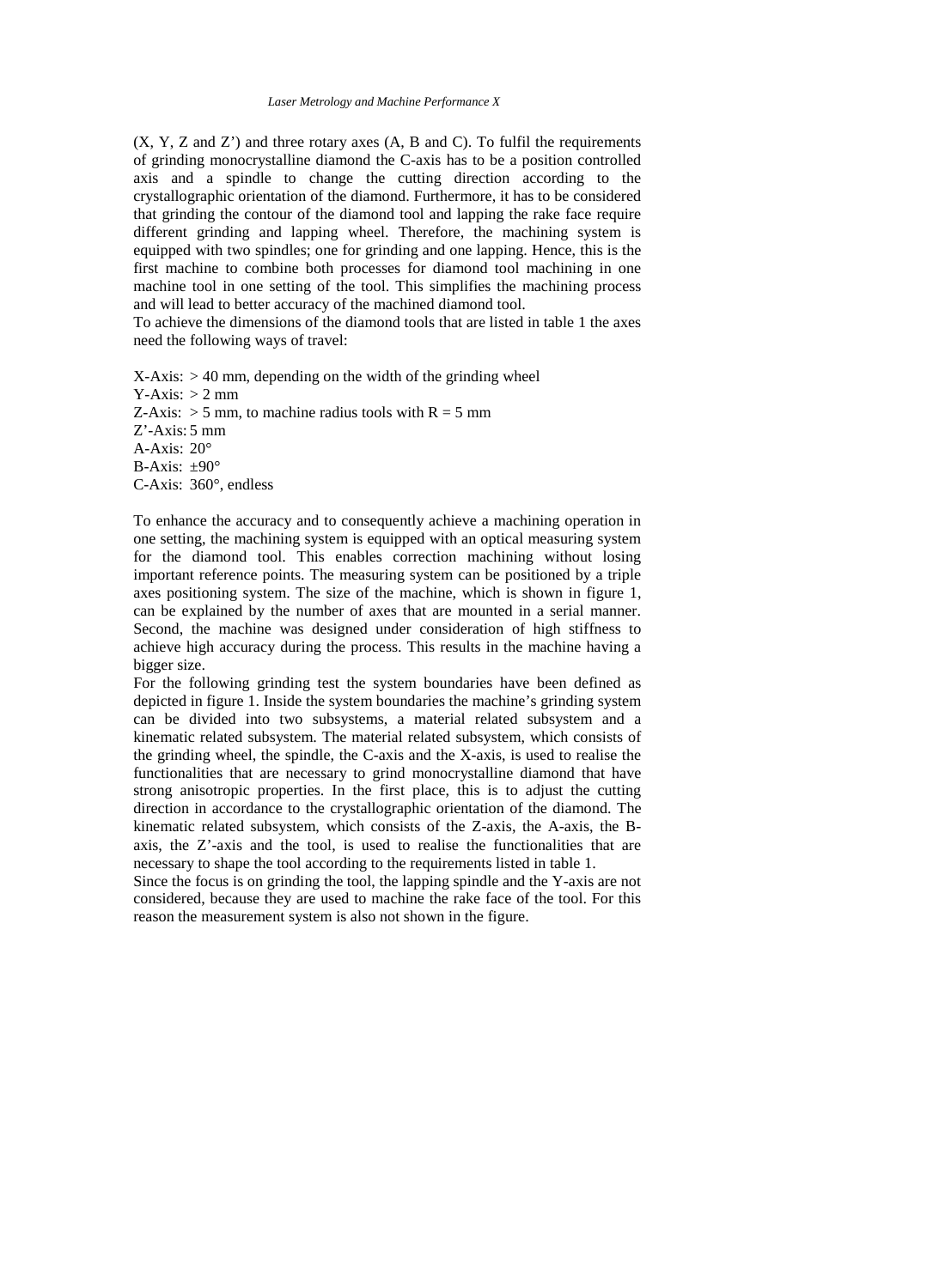(X, Y, Z and Z') and three rotary axes (A, B and C). To fulfil the requirements of grinding monocrystalline diamond the C-axis has to be a position controlled axis and a spindle to change the cutting direction according to the crystallographic orientation of the diamond. Furthermore, it has to be considered that grinding the contour of the diamond tool and lapping the rake face require different grinding and lapping wheel. Therefore, the machining system is equipped with two spindles; one for grinding and one lapping. Hence, this is the first machine to combine both processes for diamond tool machining in one machine tool in one setting of the tool. This simplifies the machining process and will lead to better accuracy of the machined diamond tool.
To achieve the dimensions of the diamond tools that are listed in table 1 the axes need the following ways of travel:

X-Axis: > 40 mm, depending on the width of the grinding wheel
Y-Axis: > 2 mm
Z-Axis: > 5 mm, to machine radius tools with R = 5 mm
Z'-Axis: 5 mm
A-Axis: 20°
B-Axis: ±90°
C-Axis: 360°, endless

To enhance the accuracy and to consequently achieve a machining operation in one setting, the machining system is equipped with an optical measuring system for the diamond tool. This enables correction machining without losing important reference points. The measuring system can be positioned by a triple axes positioning system. The size of the machine, which is shown in figure 1, can be explained by the number of axes that are mounted in a serial manner. Second, the machine was designed under consideration of high stiffness to achieve high accuracy during the process. This results in the machine having a bigger size.
For the following grinding test the system boundaries have been defined as depicted in figure 1. Inside the system boundaries the machine's grinding system can be divided into two subsystems, a material related subsystem and a kinematic related subsystem. The material related subsystem, which consists of the grinding wheel, the spindle, the C-axis and the X-axis, is used to realise the functionalities that are necessary to grind monocrystalline diamond that have strong anisotropic properties. In the first place, this is to adjust the cutting direction in accordance to the crystallographic orientation of the diamond. The kinematic related subsystem, which consists of the Z-axis, the A-axis, the B-axis, the Z'-axis and the tool, is used to realise the functionalities that are necessary to shape the tool according to the requirements listed in table 1.
Since the focus is on grinding the tool, the lapping spindle and the Y-axis are not considered, because they are used to machine the rake face of the tool. For this reason the measurement system is also not shown in the figure.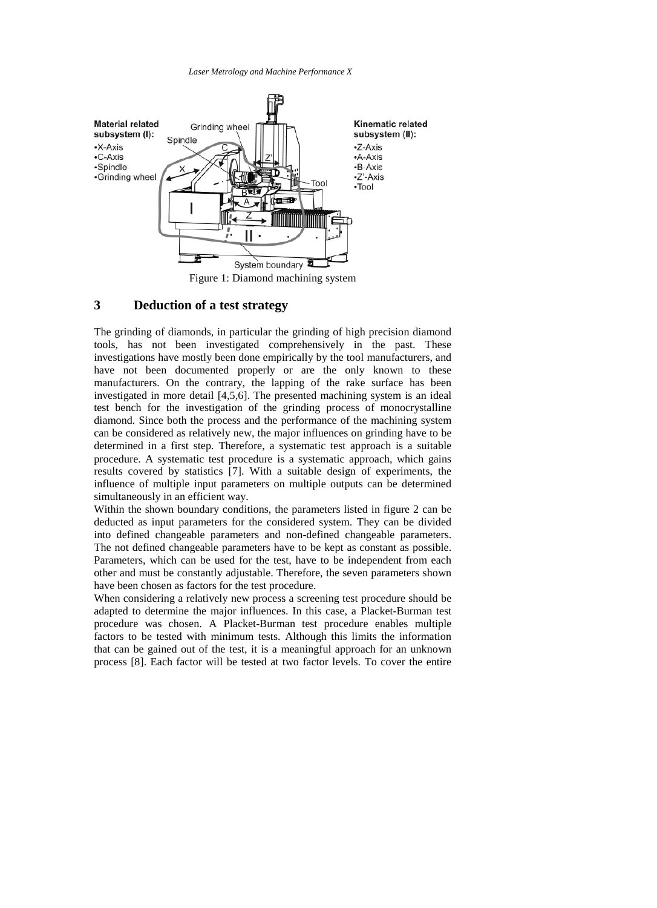Figure 1: Diamond machining system

## 3 Deduction of a test strategy

The grinding of diamonds, in particular the grinding of high precision diamond tools, has not been investigated comprehensively in the past. These investigations have mostly been done empirically by the tool manufacturers, and have not been documented properly or are the only known to these manufacturers. On the contrary, the lapping of the rake surface has been investigated in more detail [4,5,6]. The presented machining system is an ideal test bench for the investigation of the grinding process of monocrystalline diamond. Since both the process and the performance of the machining system can be considered as relatively new, the major influences on grinding have to be determined in a first step. Therefore, a systematic test approach is a suitable procedure. A systematic test procedure is a systematic approach, which gains results covered by statistics [7]. With a suitable design of experiments, the influence of multiple input parameters on multiple outputs can be determined simultaneously in an efficient way.

Within the shown boundary conditions, the parameters listed in figure 2 can be deducted as input parameters for the considered system. They can be divided into defined changeable parameters and non-defined changeable parameters. The not defined changeable parameters have to be kept as constant as possible. Parameters, which can be used for the test, have to be independent from each other and must be constantly adjustable. Therefore, the seven parameters shown have been chosen as factors for the test procedure.

When considering a relatively new process a screening test procedure should be adapted to determine the major influences. In this case, a Placket-Burman test procedure was chosen. A Placket-Burman test procedure enables multiple factors to be tested with minimum tests. Although this limits the information that can be gained out of the test, it is a meaningful approach for an unknown process [8]. Each factor will be tested at two factor levels. To cover the entire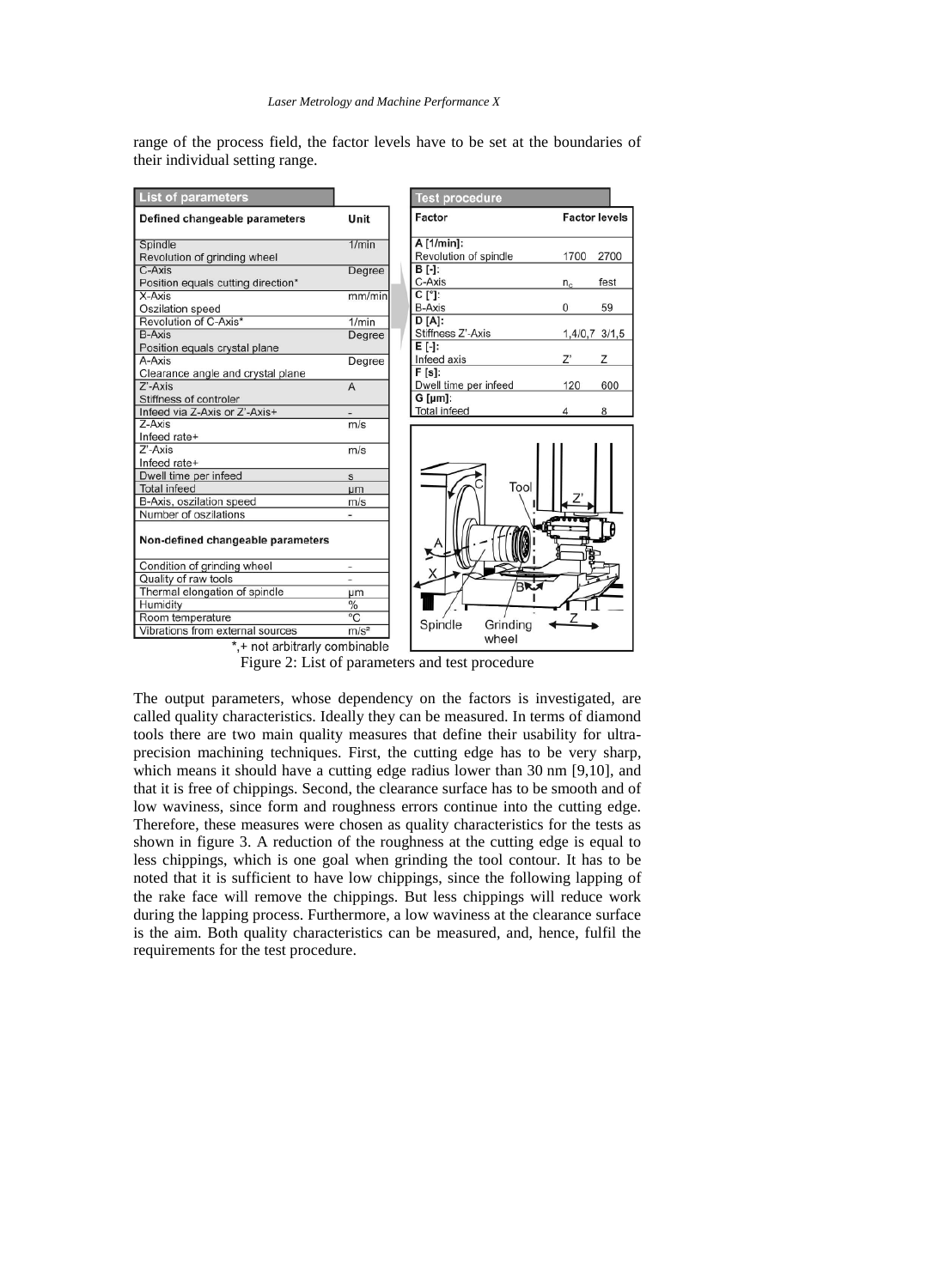range of the process field, the factor levels have to be set at the boundaries of their individual setting range.

**List of parameters**

| Defined changeable parameters | Unit |
|---|---|
| Spindle<br>Revolution of grinding wheel | 1/min |
| C-Axis<br>Position equals cutting direction* | Degree |
| X-Axis<br>Oszilation speed | mm/min |
| Revolution of C-Axis* | 1/min |
| B-Axis<br>Position equals crystal plane | Degree |
| A-Axis<br>Clearance angle and crystal plane | Degree |
| Z'-Axis<br>Stiffness of controler | A |
| Infeed via Z-Axis or Z'-Axis+ | - |
| Z-Axis<br>Infeed rate+ | m/s |
| Z'-Axis<br>Infeed rate+ | m/s |
| Dwell time per infeed | s |
| Total infeed | µm |
| B-Axis, oszilation speed | m/s |
| Number of oszilations | - |
| **Non-defined changeable parameters** | |
| Condition of grinding wheel | - |
| Quality of raw tools | - |
| Thermal elongation of spindle | µm |
| Humidity | % |
| Room temperature | °C |
| Vibrations from external sources | m/s² |

*,+ not arbitrarily combinable

**Test procedure**

| Factor | Factor levels | |
|---|---|---|
| A [1/min]:<br>Revolution of spindle | 1700 | 2700 |
| B [-]:<br>C-Axis | $n_c$ | fest |
| C [°]:<br>B-Axis | 0 | 59 |
| D [A]:<br>Stiffness Z'-Axis | 1,4/0,7 | 3/1,5 |
| E [-]:<br>Infeed axis | Z' | Z |
| F [s]:<br>Dwell time per infeed | 120 | 600 |
| G [µm]:<br>Total infeed | 4 | 8 |

Figure 2: List of parameters and test procedure

The output parameters, whose dependency on the factors is investigated, are called quality characteristics. Ideally they can be measured. In terms of diamond tools there are two main quality measures that define their usability for ultra-precision machining techniques. First, the cutting edge has to be very sharp, which means it should have a cutting edge radius lower than 30 nm [9,10], and that it is free of chippings. Second, the clearance surface has to be smooth and of low waviness, since form and roughness errors continue into the cutting edge. Therefore, these measures were chosen as quality characteristics for the tests as shown in figure 3. A reduction of the roughness at the cutting edge is equal to less chippings, which is one goal when grinding the tool contour. It has to be noted that it is sufficient to have low chippings, since the following lapping of the rake face will remove the chippings. But less chippings will reduce work during the lapping process. Furthermore, a low waviness at the clearance surface is the aim. Both quality characteristics can be measured, and, hence, fulfil the requirements for the test procedure.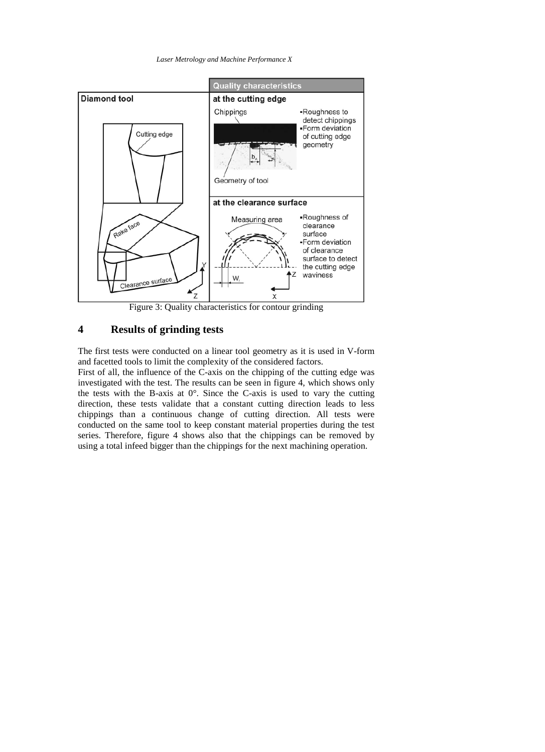Figure 3: Quality characteristics for contour grinding

## 4 Results of grinding tests

The first tests were conducted on a linear tool geometry as it is used in V-form and facetted tools to limit the complexity of the considered factors.

First of all, the influence of the C-axis on the chipping of the cutting edge was investigated with the test. The results can be seen in figure 4, which shows only the tests with the B-axis at 0°. Since the C-axis is used to vary the cutting direction, these tests validate that a constant cutting direction leads to less chippings than a continuous change of cutting direction. All tests were conducted on the same tool to keep constant material properties during the test series. Therefore, figure 4 shows also that the chippings can be removed by using a total infeed bigger than the chippings for the next machining operation.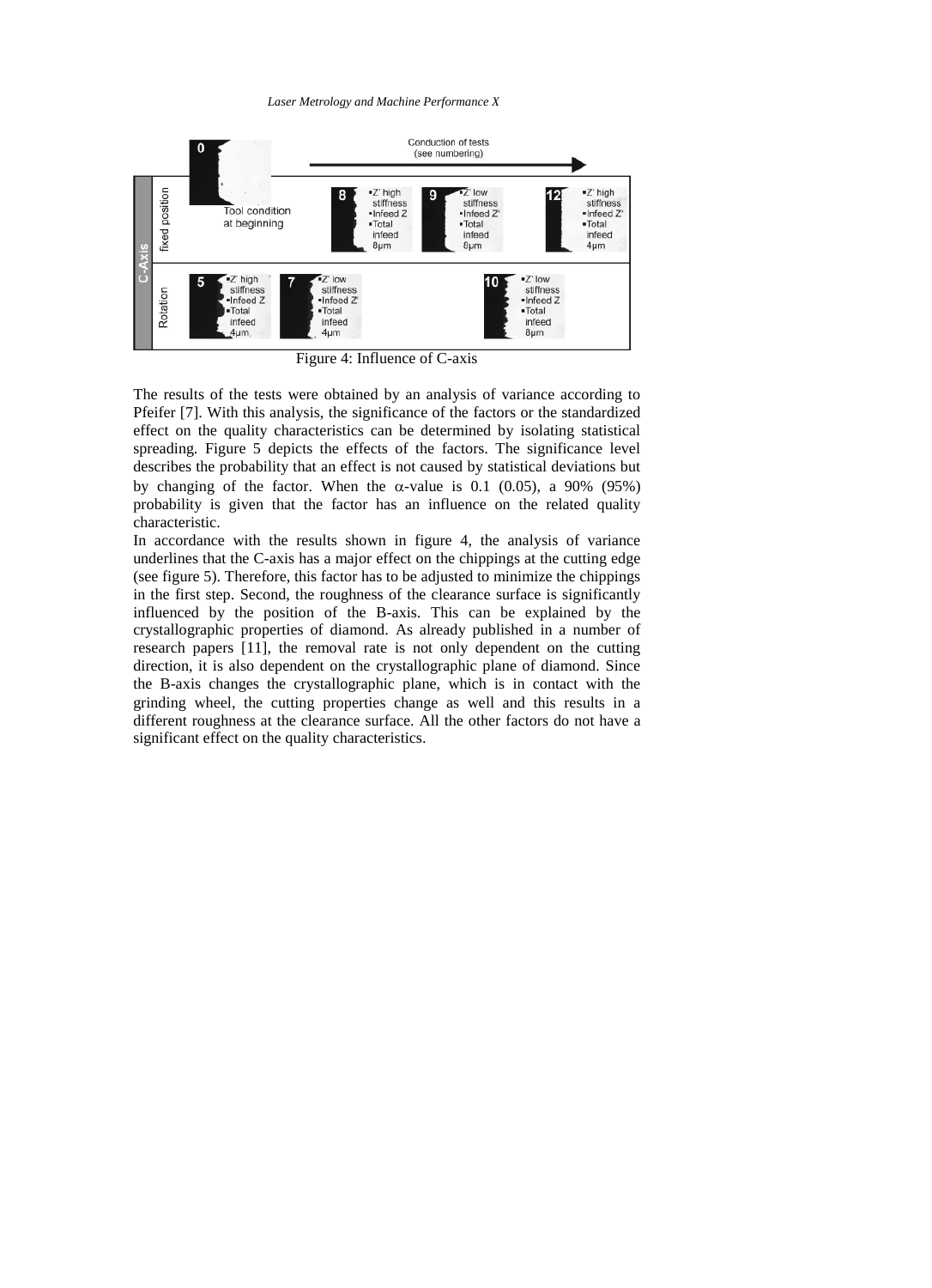Figure 4: Influence of C-axis

The results of the tests were obtained by an analysis of variance according to Pfeifer [7]. With this analysis, the significance of the factors or the standardized effect on the quality characteristics can be determined by isolating statistical spreading. Figure 5 depicts the effects of the factors. The significance level describes the probability that an effect is not caused by statistical deviations but by changing of the factor. When the $\alpha$-value is 0.1 (0.05), a 90% (95%) probability is given that the factor has an influence on the related quality characteristic.

In accordance with the results shown in figure 4, the analysis of variance underlines that the C-axis has a major effect on the chippings at the cutting edge (see figure 5). Therefore, this factor has to be adjusted to minimize the chippings in the first step. Second, the roughness of the clearance surface is significantly influenced by the position of the B-axis. This can be explained by the crystallographic properties of diamond. As already published in a number of research papers [11], the removal rate is not only dependent on the cutting direction, it is also dependent on the crystallographic plane of diamond. Since the B-axis changes the crystallographic plane, which is in contact with the grinding wheel, the cutting properties change as well and this results in a different roughness at the clearance surface. All the other factors do not have a significant effect on the quality characteristics.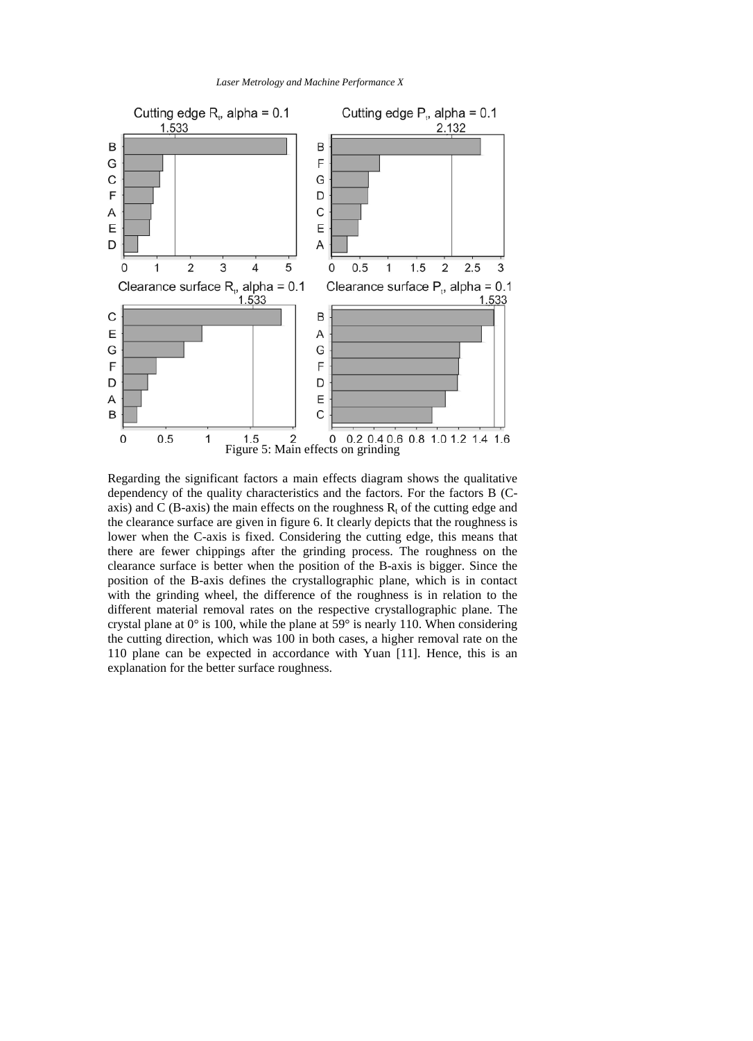Figure 5: Main effects on grinding

Regarding the significant factors a main effects diagram shows the qualitative dependency of the quality characteristics and the factors. For the factors B (C-axis) and C (B-axis) the main effects on the roughness $R_t$ of the cutting edge and the clearance surface are given in figure 6. It clearly depicts that the roughness is lower when the C-axis is fixed. Considering the cutting edge, this means that there are fewer chippings after the grinding process. The roughness on the clearance surface is better when the position of the B-axis is bigger. Since the position of the B-axis defines the crystallographic plane, which is in contact with the grinding wheel, the difference of the roughness is in relation to the different material removal rates on the respective crystallographic plane. The crystal plane at 0° is 100, while the plane at 59° is nearly 110. When considering the cutting direction, which was 100 in both cases, a higher removal rate on the 110 plane can be expected in accordance with Yuan [11]. Hence, this is an explanation for the better surface roughness.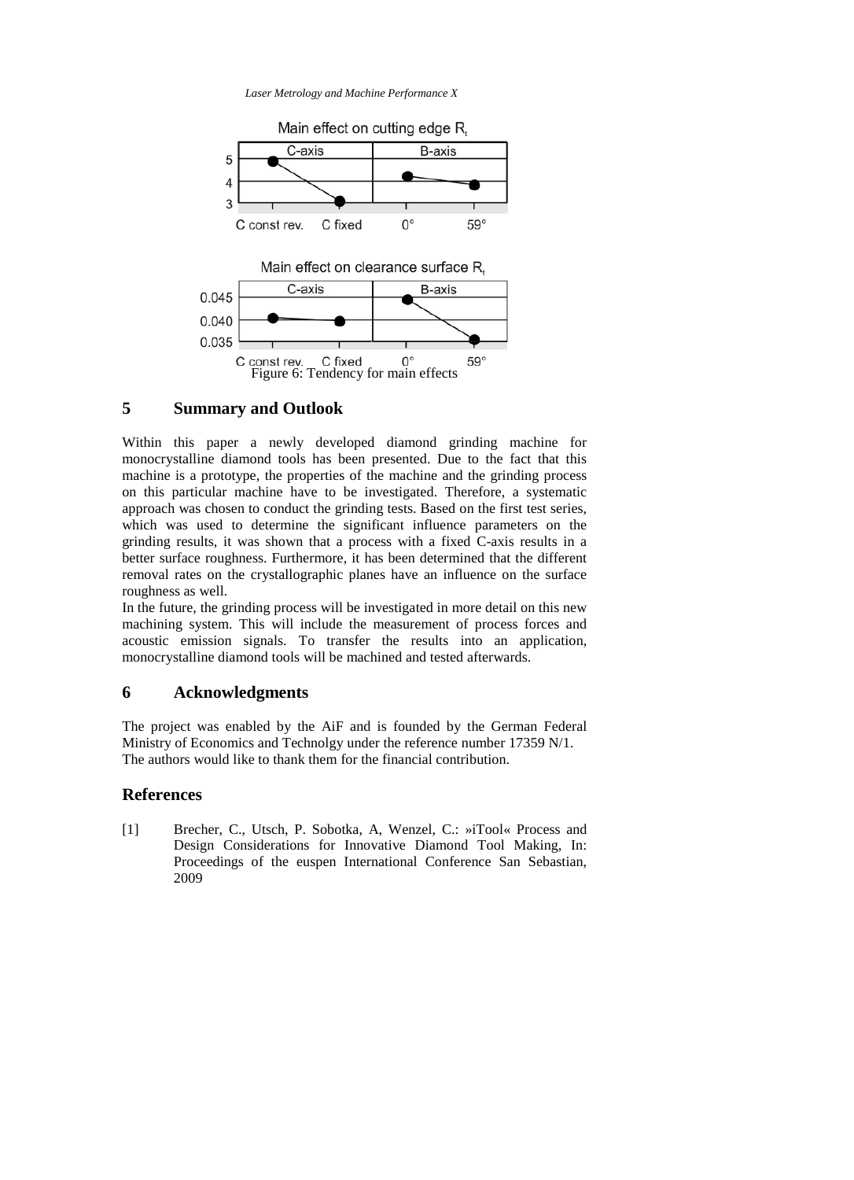Figure 6: Tendency for main effects

## 5 Summary and Outlook

Within this paper a newly developed diamond grinding machine for monocrystalline diamond tools has been presented. Due to the fact that this machine is a prototype, the properties of the machine and the grinding process on this particular machine have to be investigated. Therefore, a systematic approach was chosen to conduct the grinding tests. Based on the first test series, which was used to determine the significant influence parameters on the grinding results, it was shown that a process with a fixed C-axis results in a better surface roughness. Furthermore, it has been determined that the different removal rates on the crystallographic planes have an influence on the surface roughness as well.

In the future, the grinding process will be investigated in more detail on this new machining system. This will include the measurement of process forces and acoustic emission signals. To transfer the results into an application, monocrystalline diamond tools will be machined and tested afterwards.

## 6 Acknowledgments

The project was enabled by the AiF and is founded by the German Federal Ministry of Economics and Technolgy under the reference number 17359 N/1. The authors would like to thank them for the financial contribution.

## References

[1] Brecher, C., Utsch, P. Sobotka, A, Wenzel, C.: »iTool« Process and Design Considerations for Innovative Diamond Tool Making, In: Proceedings of the euspen International Conference San Sebastian, 2009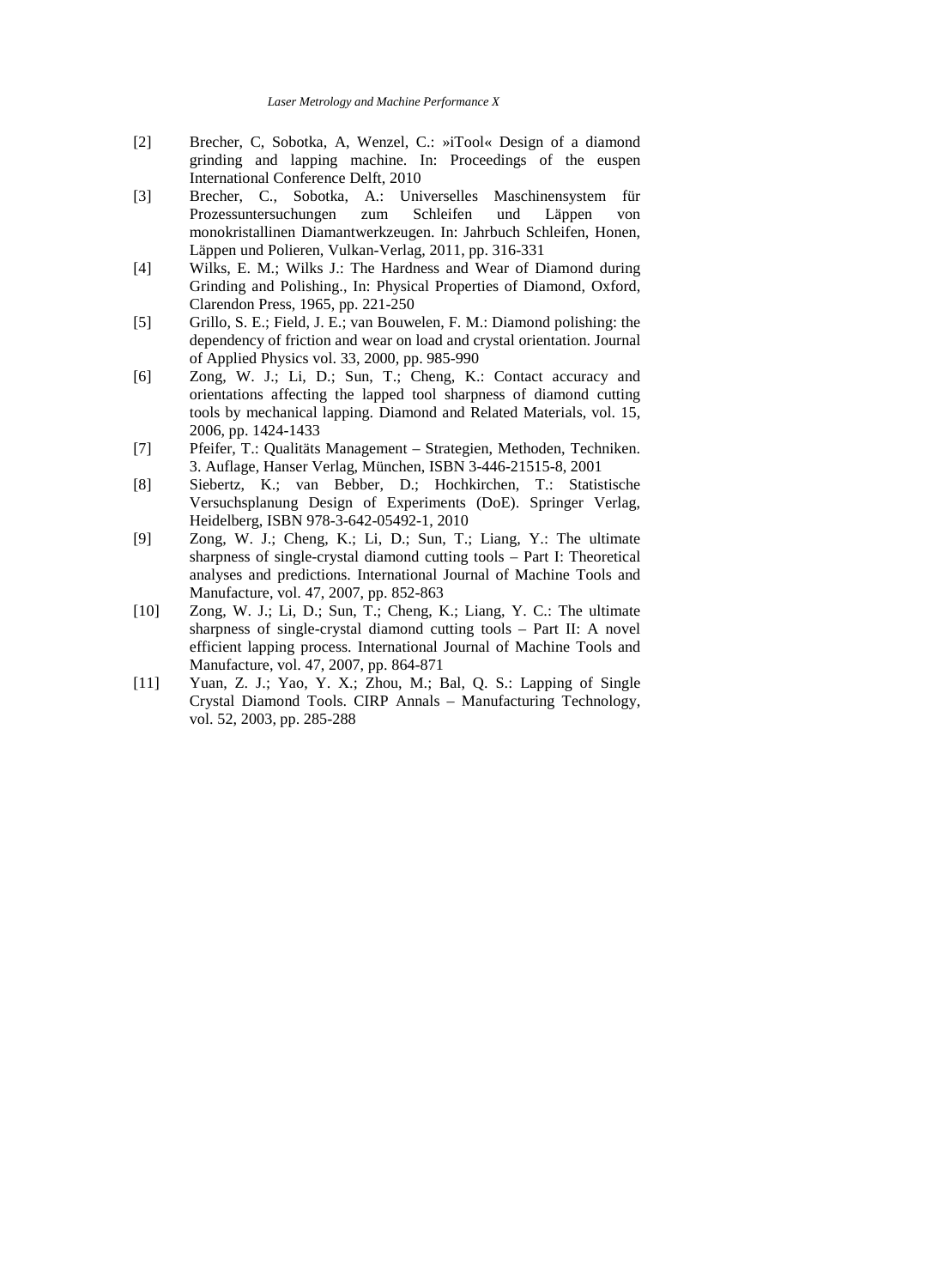[2] Brecher, C, Sobotka, A, Wenzel, C.: »iTool« Design of a diamond grinding and lapping machine. In: Proceedings of the euspen International Conference Delft, 2010

[3] Brecher, C., Sobotka, A.: Universelles Maschinensystem für Prozessuntersuchungen zum Schleifen und Läppen von monokristallinen Diamantwerkzeugen. In: Jahrbuch Schleifen, Honen, Läppen und Polieren, Vulkan-Verlag, 2011, pp. 316-331

[4] Wilks, E. M.; Wilks J.: The Hardness and Wear of Diamond during Grinding and Polishing., In: Physical Properties of Diamond, Oxford, Clarendon Press, 1965, pp. 221-250

[5] Grillo, S. E.; Field, J. E.; van Bouwelen, F. M.: Diamond polishing: the dependency of friction and wear on load and crystal orientation. Journal of Applied Physics vol. 33, 2000, pp. 985-990

[6] Zong, W. J.; Li, D.; Sun, T.; Cheng, K.: Contact accuracy and orientations affecting the lapped tool sharpness of diamond cutting tools by mechanical lapping. Diamond and Related Materials, vol. 15, 2006, pp. 1424-1433

[7] Pfeifer, T.: Qualitäts Management – Strategien, Methoden, Techniken. 3. Auflage, Hanser Verlag, München, ISBN 3-446-21515-8, 2001

[8] Siebertz, K.; van Bebber, D.; Hochkirchen, T.: Statistische Versuchsplanung Design of Experiments (DoE). Springer Verlag, Heidelberg, ISBN 978-3-642-05492-1, 2010

[9] Zong, W. J.; Cheng, K.; Li, D.; Sun, T.; Liang, Y.: The ultimate sharpness of single-crystal diamond cutting tools – Part I: Theoretical analyses and predictions. International Journal of Machine Tools and Manufacture, vol. 47, 2007, pp. 852-863

[10] Zong, W. J.; Li, D.; Sun, T.; Cheng, K.; Liang, Y. C.: The ultimate sharpness of single-crystal diamond cutting tools – Part II: A novel efficient lapping process. International Journal of Machine Tools and Manufacture, vol. 47, 2007, pp. 864-871

[11] Yuan, Z. J.; Yao, Y. X.; Zhou, M.; Bal, Q. S.: Lapping of Single Crystal Diamond Tools. CIRP Annals – Manufacturing Technology, vol. 52, 2003, pp. 285-288